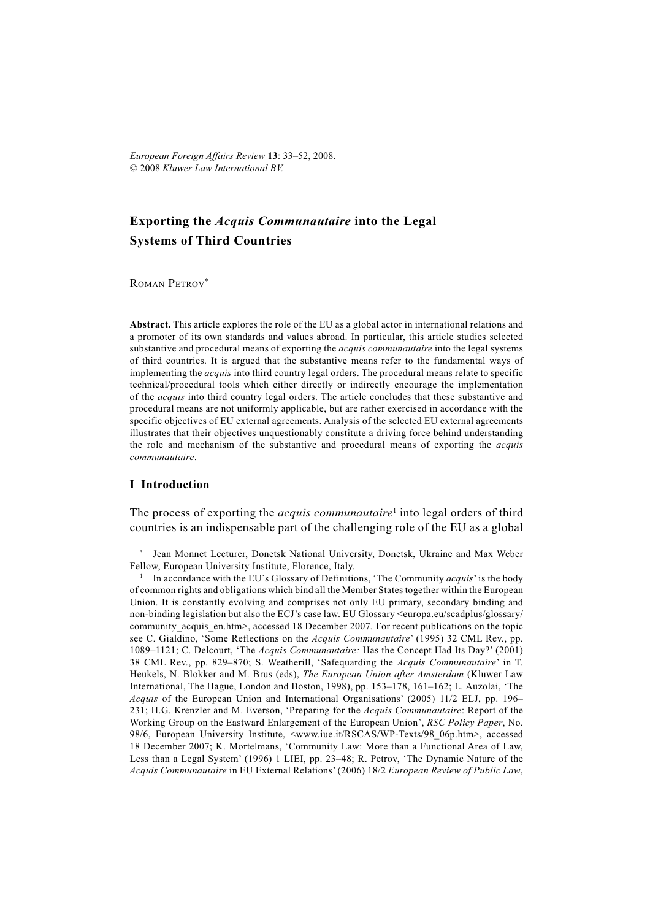*European Foreign Affairs Review* **13**: 33–52, 2008.
© 2008 *Kluwer Law International BV.*

# Exporting the *Acquis Communautaire* into the Legal Systems of Third Countries

ROMAN PETROV[*]

**Abstract.** This article explores the role of the EU as a global actor in international relations and a promoter of its own standards and values abroad. In particular, this article studies selected substantive and procedural means of exporting the *acquis communautaire* into the legal systems of third countries. It is argued that the substantive means refer to the fundamental ways of implementing the *acquis* into third country legal orders. The procedural means relate to specific technical/procedural tools which either directly or indirectly encourage the implementation of the *acquis* into third country legal orders. The article concludes that these substantive and procedural means are not uniformly applicable, but are rather exercised in accordance with the specific objectives of EU external agreements. Analysis of the selected EU external agreements illustrates that their objectives unquestionably constitute a driving force behind understanding the role and mechanism of the substantive and procedural means of exporting the *acquis communautaire*.

## I Introduction

The process of exporting the *acquis communautaire*[1] into legal orders of third countries is an indispensable part of the challenging role of the EU as a global

[*] Jean Monnet Lecturer, Donetsk National University, Donetsk, Ukraine and Max Weber Fellow, European University Institute, Florence, Italy.

[1] In accordance with the EU's Glossary of Definitions, 'The Community *acquis*' is the body of common rights and obligations which bind all the Member States together within the European Union. It is constantly evolving and comprises not only EU primary, secondary binding and non-binding legislation but also the ECJ's case law. EU Glossary <europa.eu/scadplus/glossary/community_acquis_en.htm>, accessed 18 December 2007. For recent publications on the topic see C. Gialdino, 'Some Reflections on the *Acquis Communautaire*' (1995) 32 CML Rev., pp. 1089–1121; C. Delcourt, 'The *Acquis Communautaire:* Has the Concept Had Its Day?' (2001) 38 CML Rev., pp. 829–870; S. Weatherill, 'Safeguarding the *Acquis Communautaire*' in T. Heukels, N. Blokker and M. Brus (eds), *The European Union after Amsterdam* (Kluwer Law International, The Hague, London and Boston, 1998), pp. 153–178, 161–162; L. Auzolai, 'The *Acquis* of the European Union and International Organisations' (2005) 11/2 ELJ, pp. 196–231; H.G. Krenzler and M. Everson, 'Preparing for the *Acquis Communautaire*: Report of the Working Group on the Eastward Enlargement of the European Union', *RSC Policy Paper*, No. 98/6, European University Institute, <www.iue.it/RSCAS/WP-Texts/98_06p.htm>, accessed 18 December 2007; K. Mortelmans, 'Community Law: More than a Functional Area of Law, Less than a Legal System' (1996) 1 LIEI, pp. 23–48; R. Petrov, 'The Dynamic Nature of the *Acquis Communautaire* in EU External Relations' (2006) 18/2 *European Review of Public Law*,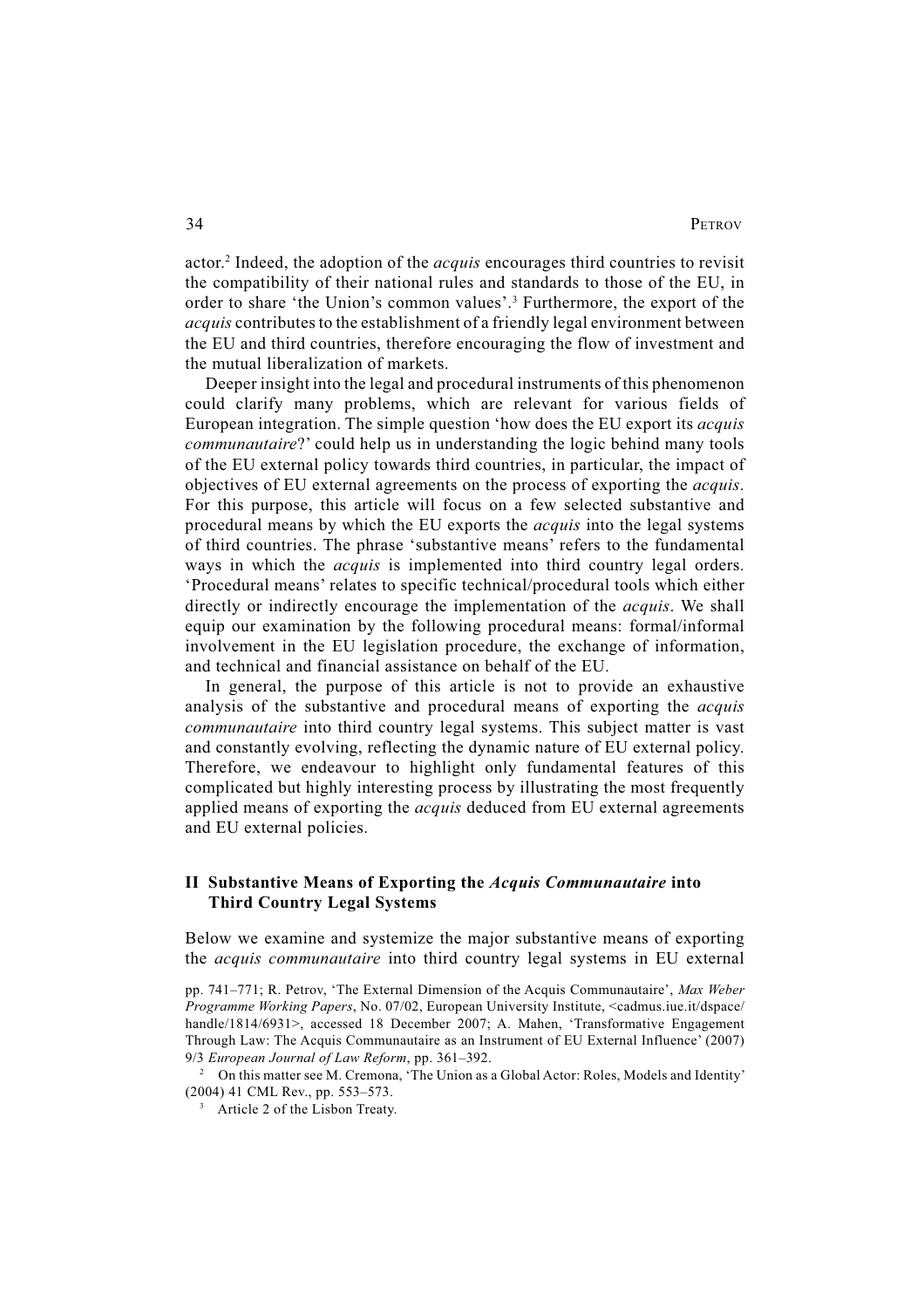actor.[2] Indeed, the adoption of the *acquis* encourages third countries to revisit the compatibility of their national rules and standards to those of the EU, in order to share 'the Union's common values'.[3] Furthermore, the export of the *acquis* contributes to the establishment of a friendly legal environment between the EU and third countries, therefore encouraging the flow of investment and the mutual liberalization of markets.

Deeper insight into the legal and procedural instruments of this phenomenon could clarify many problems, which are relevant for various fields of European integration. The simple question 'how does the EU export its *acquis communautaire*?' could help us in understanding the logic behind many tools of the EU external policy towards third countries, in particular, the impact of objectives of EU external agreements on the process of exporting the *acquis*. For this purpose, this article will focus on a few selected substantive and procedural means by which the EU exports the *acquis* into the legal systems of third countries. The phrase 'substantive means' refers to the fundamental ways in which the *acquis* is implemented into third country legal orders. 'Procedural means' relates to specific technical/procedural tools which either directly or indirectly encourage the implementation of the *acquis*. We shall equip our examination by the following procedural means: formal/informal involvement in the EU legislation procedure, the exchange of information, and technical and financial assistance on behalf of the EU.

In general, the purpose of this article is not to provide an exhaustive analysis of the substantive and procedural means of exporting the *acquis communautaire* into third country legal systems. This subject matter is vast and constantly evolving, reflecting the dynamic nature of EU external policy. Therefore, we endeavour to highlight only fundamental features of this complicated but highly interesting process by illustrating the most frequently applied means of exporting the *acquis* deduced from EU external agreements and EU external policies.

## II Substantive Means of Exporting the *Acquis Communautaire* into Third Country Legal Systems

Below we examine and systemize the major substantive means of exporting the *acquis communautaire* into third country legal systems in EU external

pp. 741–771; R. Petrov, 'The External Dimension of the Acquis Communautaire', *Max Weber Programme Working Papers*, No. 07/02, European University Institute, <cadmus.iue.it/dspace/handle/1814/6931>, accessed 18 December 2007; A. Mahen, 'Transformative Engagement Through Law: The Acquis Communautaire as an Instrument of EU External Influence' (2007) 9/3 *European Journal of Law Reform*, pp. 361–392.

[2] On this matter see M. Cremona, 'The Union as a Global Actor: Roles, Models and Identity' (2004) 41 CML Rev., pp. 553–573.

[3] Article 2 of the Lisbon Treaty.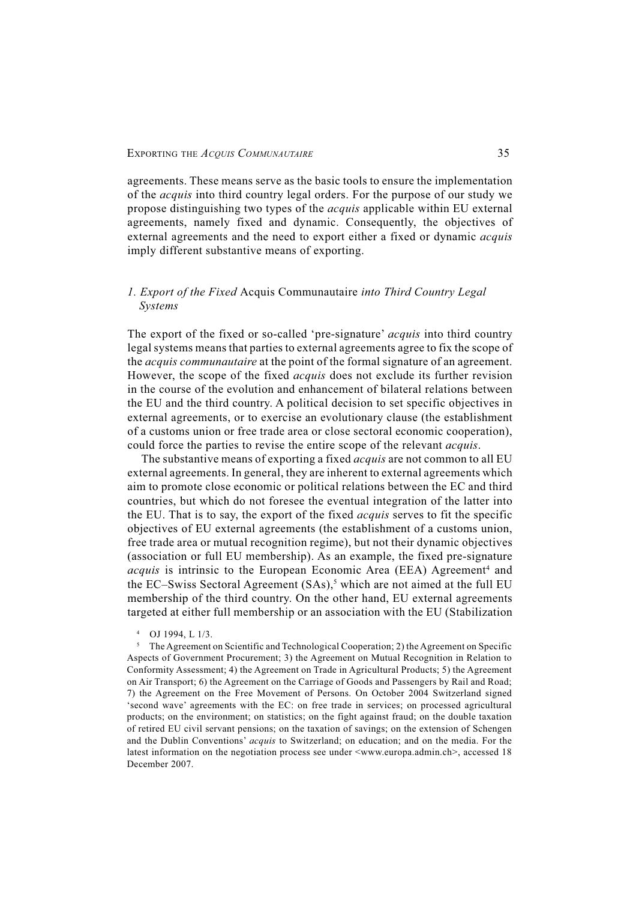agreements. These means serve as the basic tools to ensure the implementation of the *acquis* into third country legal orders. For the purpose of our study we propose distinguishing two types of the *acquis* applicable within EU external agreements, namely fixed and dynamic. Consequently, the objectives of external agreements and the need to export either a fixed or dynamic *acquis* imply different substantive means of exporting.

### *1. Export of the Fixed* Acquis Communautaire *into Third Country Legal Systems*

The export of the fixed or so-called 'pre-signature' *acquis* into third country legal systems means that parties to external agreements agree to fix the scope of the *acquis communautaire* at the point of the formal signature of an agreement. However, the scope of the fixed *acquis* does not exclude its further revision in the course of the evolution and enhancement of bilateral relations between the EU and the third country. A political decision to set specific objectives in external agreements, or to exercise an evolutionary clause (the establishment of a customs union or free trade area or close sectoral economic cooperation), could force the parties to revise the entire scope of the relevant *acquis*.

The substantive means of exporting a fixed *acquis* are not common to all EU external agreements. In general, they are inherent to external agreements which aim to promote close economic or political relations between the EC and third countries, but which do not foresee the eventual integration of the latter into the EU. That is to say, the export of the fixed *acquis* serves to fit the specific objectives of EU external agreements (the establishment of a customs union, free trade area or mutual recognition regime), but not their dynamic objectives (association or full EU membership). As an example, the fixed pre-signature *acquis* is intrinsic to the European Economic Area (EEA) Agreement[4] and the EC–Swiss Sectoral Agreement (SAs),[5] which are not aimed at the full EU membership of the third country. On the other hand, EU external agreements targeted at either full membership or an association with the EU (Stabilization

[4] OJ 1994, L 1/3.

[5] The Agreement on Scientific and Technological Cooperation; 2) the Agreement on Specific Aspects of Government Procurement; 3) the Agreement on Mutual Recognition in Relation to Conformity Assessment; 4) the Agreement on Trade in Agricultural Products; 5) the Agreement on Air Transport; 6) the Agreement on the Carriage of Goods and Passengers by Rail and Road; 7) the Agreement on the Free Movement of Persons. On October 2004 Switzerland signed 'second wave' agreements with the EC: on free trade in services; on processed agricultural products; on the environment; on statistics; on the fight against fraud; on the double taxation of retired EU civil servant pensions; on the taxation of savings; on the extension of Schengen and the Dublin Conventions' *acquis* to Switzerland; on education; and on the media. For the latest information on the negotiation process see under <www.europa.admin.ch>, accessed 18 December 2007.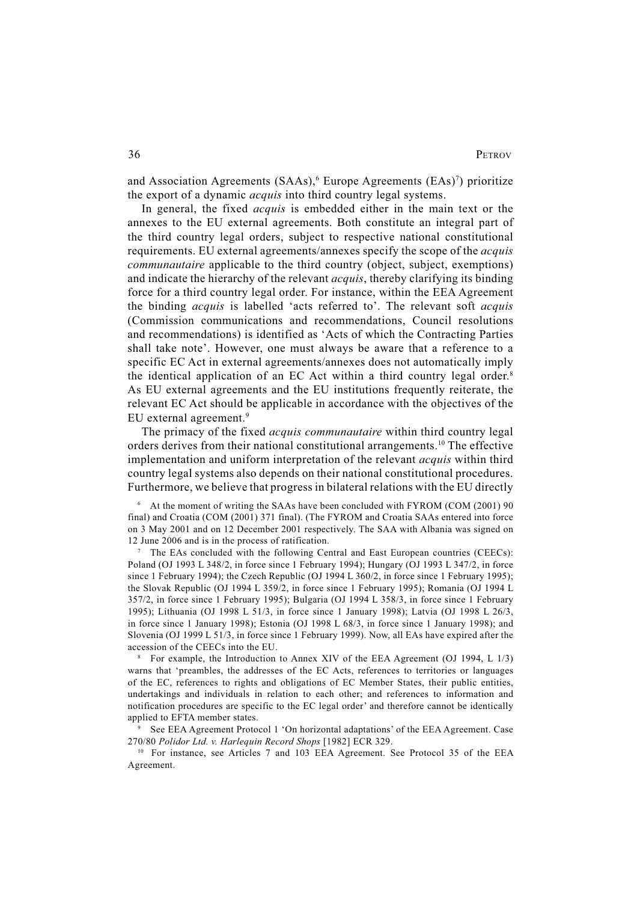and Association Agreements (SAAs),[6] Europe Agreements (EAs)[7]) prioritize the export of a dynamic *acquis* into third country legal systems.

In general, the fixed *acquis* is embedded either in the main text or the annexes to the EU external agreements. Both constitute an integral part of the third country legal orders, subject to respective national constitutional requirements. EU external agreements/annexes specify the scope of the *acquis communautaire* applicable to the third country (object, subject, exemptions) and indicate the hierarchy of the relevant *acquis*, thereby clarifying its binding force for a third country legal order. For instance, within the EEA Agreement the binding *acquis* is labelled 'acts referred to'. The relevant soft *acquis* (Commission communications and recommendations, Council resolutions and recommendations) is identified as 'Acts of which the Contracting Parties shall take note'. However, one must always be aware that a reference to a specific EC Act in external agreements/annexes does not automatically imply the identical application of an EC Act within a third country legal order.[8] As EU external agreements and the EU institutions frequently reiterate, the relevant EC Act should be applicable in accordance with the objectives of the EU external agreement.[9]

The primacy of the fixed *acquis communautaire* within third country legal orders derives from their national constitutional arrangements.[10] The effective implementation and uniform interpretation of the relevant *acquis* within third country legal systems also depends on their national constitutional procedures. Furthermore, we believe that progress in bilateral relations with the EU directly

[6] At the moment of writing the SAAs have been concluded with FYROM (COM (2001) 90 final) and Croatia (COM (2001) 371 final). (The FYROM and Croatia SAAs entered into force on 3 May 2001 and on 12 December 2001 respectively. The SAA with Albania was signed on 12 June 2006 and is in the process of ratification.

[7] The EAs concluded with the following Central and East European countries (CEECs): Poland (OJ 1993 L 348/2, in force since 1 February 1994); Hungary (OJ 1993 L 347/2, in force since 1 February 1994); the Czech Republic (OJ 1994 L 360/2, in force since 1 February 1995); the Slovak Republic (OJ 1994 L 359/2, in force since 1 February 1995); Romania (OJ 1994 L 357/2, in force since 1 February 1995); Bulgaria (OJ 1994 L 358/3, in force since 1 February 1995); Lithuania (OJ 1998 L 51/3, in force since 1 January 1998); Latvia (OJ 1998 L 26/3, in force since 1 January 1998); Estonia (OJ 1998 L 68/3, in force since 1 January 1998); and Slovenia (OJ 1999 L 51/3, in force since 1 February 1999). Now, all EAs have expired after the accession of the CEECs into the EU.

[8] For example, the Introduction to Annex XIV of the EEA Agreement (OJ 1994, L 1/3) warns that 'preambles, the addresses of the EC Acts, references to territories or languages of the EC, references to rights and obligations of EC Member States, their public entities, undertakings and individuals in relation to each other; and references to information and notification procedures are specific to the EC legal order' and therefore cannot be identically applied to EFTA member states.

[9] See EEA Agreement Protocol 1 'On horizontal adaptations' of the EEA Agreement. Case 270/80 *Polidor Ltd. v. Harlequin Record Shops* [1982] ECR 329.

[10] For instance, see Articles 7 and 103 EEA Agreement. See Protocol 35 of the EEA Agreement.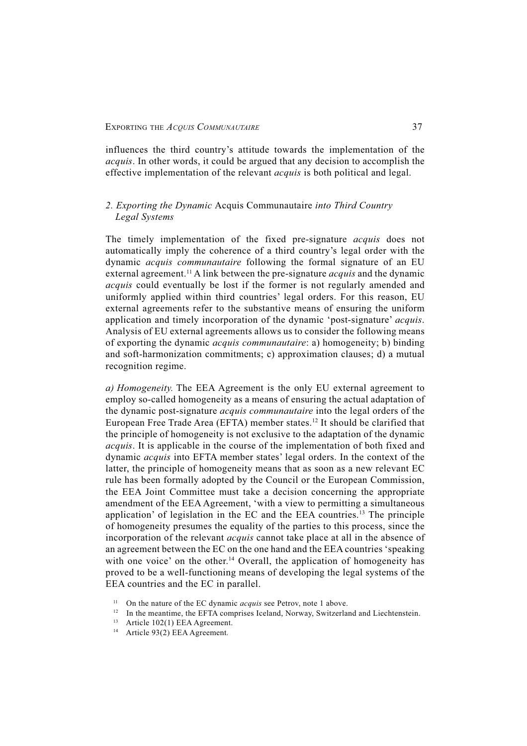influences the third country's attitude towards the implementation of the *acquis*. In other words, it could be argued that any decision to accomplish the effective implementation of the relevant *acquis* is both political and legal.

### *2. Exporting the Dynamic* Acquis Communautaire *into Third Country Legal Systems*

The timely implementation of the fixed pre-signature *acquis* does not automatically imply the coherence of a third country's legal order with the dynamic *acquis communautaire* following the formal signature of an EU external agreement.[11] A link between the pre-signature *acquis* and the dynamic *acquis* could eventually be lost if the former is not regularly amended and uniformly applied within third countries' legal orders. For this reason, EU external agreements refer to the substantive means of ensuring the uniform application and timely incorporation of the dynamic 'post-signature' *acquis*. Analysis of EU external agreements allows us to consider the following means of exporting the dynamic *acquis communautaire*: a) homogeneity; b) binding and soft-harmonization commitments; c) approximation clauses; d) a mutual recognition regime.

*a) Homogeneity.* The EEA Agreement is the only EU external agreement to employ so-called homogeneity as a means of ensuring the actual adaptation of the dynamic post-signature *acquis communautaire* into the legal orders of the European Free Trade Area (EFTA) member states.[12] It should be clarified that the principle of homogeneity is not exclusive to the adaptation of the dynamic *acquis*. It is applicable in the course of the implementation of both fixed and dynamic *acquis* into EFTA member states' legal orders. In the context of the latter, the principle of homogeneity means that as soon as a new relevant EC rule has been formally adopted by the Council or the European Commission, the EEA Joint Committee must take a decision concerning the appropriate amendment of the EEA Agreement, 'with a view to permitting a simultaneous application' of legislation in the EC and the EEA countries.[13] The principle of homogeneity presumes the equality of the parties to this process, since the incorporation of the relevant *acquis* cannot take place at all in the absence of an agreement between the EC on the one hand and the EEA countries 'speaking with one voice' on the other.[14] Overall, the application of homogeneity has proved to be a well-functioning means of developing the legal systems of the EEA countries and the EC in parallel.

[11] On the nature of the EC dynamic *acquis* see Petrov, note 1 above.

[12] In the meantime, the EFTA comprises Iceland, Norway, Switzerland and Liechtenstein.

[13] Article 102(1) EEA Agreement.

[14] Article 93(2) EEA Agreement.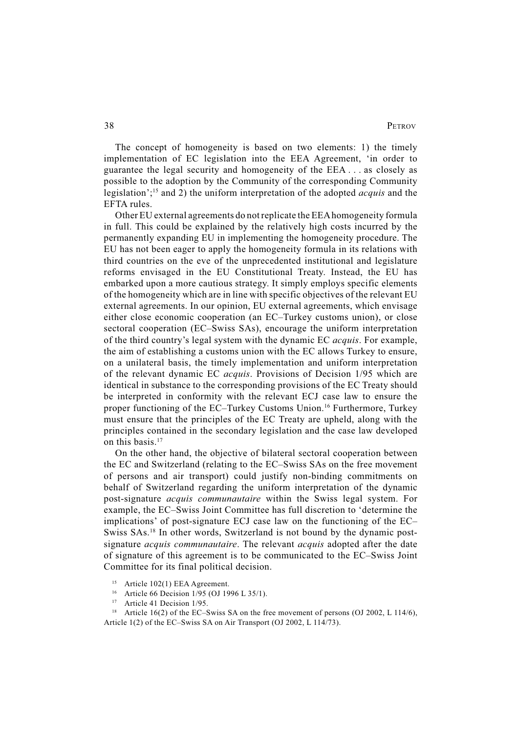The concept of homogeneity is based on two elements: 1) the timely implementation of EC legislation into the EEA Agreement, 'in order to guarantee the legal security and homogeneity of the EEA . . . as closely as possible to the adoption by the Community of the corresponding Community legislation';[15] and 2) the uniform interpretation of the adopted *acquis* and the EFTA rules.

Other EU external agreements do not replicate the EEA homogeneity formula in full. This could be explained by the relatively high costs incurred by the permanently expanding EU in implementing the homogeneity procedure. The EU has not been eager to apply the homogeneity formula in its relations with third countries on the eve of the unprecedented institutional and legislature reforms envisaged in the EU Constitutional Treaty. Instead, the EU has embarked upon a more cautious strategy. It simply employs specific elements of the homogeneity which are in line with specific objectives of the relevant EU external agreements. In our opinion, EU external agreements, which envisage either close economic cooperation (an EC–Turkey customs union), or close sectoral cooperation (EC–Swiss SAs), encourage the uniform interpretation of the third country's legal system with the dynamic EC *acquis*. For example, the aim of establishing a customs union with the EC allows Turkey to ensure, on a unilateral basis, the timely implementation and uniform interpretation of the relevant dynamic EC *acquis*. Provisions of Decision 1/95 which are identical in substance to the corresponding provisions of the EC Treaty should be interpreted in conformity with the relevant ECJ case law to ensure the proper functioning of the EC–Turkey Customs Union.[16] Furthermore, Turkey must ensure that the principles of the EC Treaty are upheld, along with the principles contained in the secondary legislation and the case law developed on this basis.[17]

On the other hand, the objective of bilateral sectoral cooperation between the EC and Switzerland (relating to the EC–Swiss SAs on the free movement of persons and air transport) could justify non-binding commitments on behalf of Switzerland regarding the uniform interpretation of the dynamic post-signature *acquis communautaire* within the Swiss legal system. For example, the EC–Swiss Joint Committee has full discretion to 'determine the implications' of post-signature ECJ case law on the functioning of the EC–Swiss SAs.[18] In other words, Switzerland is not bound by the dynamic post-signature *acquis communautaire*. The relevant *acquis* adopted after the date of signature of this agreement is to be communicated to the EC–Swiss Joint Committee for its final political decision.

[15] Article 102(1) EEA Agreement.

[16] Article 66 Decision 1/95 (OJ 1996 L 35/1).

[17] Article 41 Decision 1/95.

[18] Article 16(2) of the EC–Swiss SA on the free movement of persons (OJ 2002, L 114/6), Article 1(2) of the EC–Swiss SA on Air Transport (OJ 2002, L 114/73).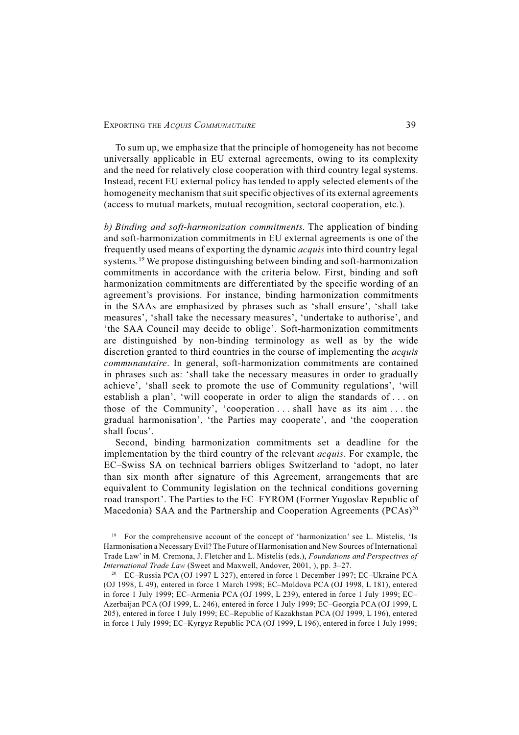To sum up, we emphasize that the principle of homogeneity has not become universally applicable in EU external agreements, owing to its complexity and the need for relatively close cooperation with third country legal systems. Instead, recent EU external policy has tended to apply selected elements of the homogeneity mechanism that suit specific objectives of its external agreements (access to mutual markets, mutual recognition, sectoral cooperation, etc.).

*b) Binding and soft-harmonization commitments.* The application of binding and soft-harmonization commitments in EU external agreements is one of the frequently used means of exporting the dynamic *acquis* into third country legal systems.[19] We propose distinguishing between binding and soft-harmonization commitments in accordance with the criteria below. First, binding and soft harmonization commitments are differentiated by the specific wording of an agreement's provisions. For instance, binding harmonization commitments in the SAAs are emphasized by phrases such as 'shall ensure', 'shall take measures', 'shall take the necessary measures', 'undertake to authorise', and 'the SAA Council may decide to oblige'. Soft-harmonization commitments are distinguished by non-binding terminology as well as by the wide discretion granted to third countries in the course of implementing the *acquis communautaire*. In general, soft-harmonization commitments are contained in phrases such as: 'shall take the necessary measures in order to gradually achieve', 'shall seek to promote the use of Community regulations', 'will establish a plan', 'will cooperate in order to align the standards of . . . on those of the Community', 'cooperation . . . shall have as its aim . . . the gradual harmonisation', 'the Parties may cooperate', and 'the cooperation shall focus'.

Second, binding harmonization commitments set a deadline for the implementation by the third country of the relevant *acquis*. For example, the EC–Swiss SA on technical barriers obliges Switzerland to 'adopt, no later than six month after signature of this Agreement, arrangements that are equivalent to Community legislation on the technical conditions governing road transport'. The Parties to the EC–FYROM (Former Yugoslav Republic of Macedonia) SAA and the Partnership and Cooperation Agreements (PCAs)[20]

[19] For the comprehensive account of the concept of 'harmonization' see L. Mistelis, 'Is Harmonisation a Necessary Evil? The Future of Harmonisation and New Sources of International Trade Law' in M. Cremona, J. Fletcher and L. Mistelis (eds.), *Foundations and Perspectives of International Trade Law* (Sweet and Maxwell, Andover, 2001, ), pp. 3–27.

[20] EC–Russia PCA (OJ 1997 L 327), entered in force 1 December 1997; EC–Ukraine PCA (OJ 1998, L 49), entered in force 1 March 1998; EC–Moldova PCA (OJ 1998, L 181), entered in force 1 July 1999; EC–Armenia PCA (OJ 1999, L 239), entered in force 1 July 1999; EC–Azerbaijan PCA (OJ 1999, L. 246), entered in force 1 July 1999; EC–Georgia PCA (OJ 1999, L 205), entered in force 1 July 1999; EC–Republic of Kazakhstan PCA (OJ 1999, L 196), entered in force 1 July 1999; EC–Kyrgyz Republic PCA (OJ 1999, L 196), entered in force 1 July 1999;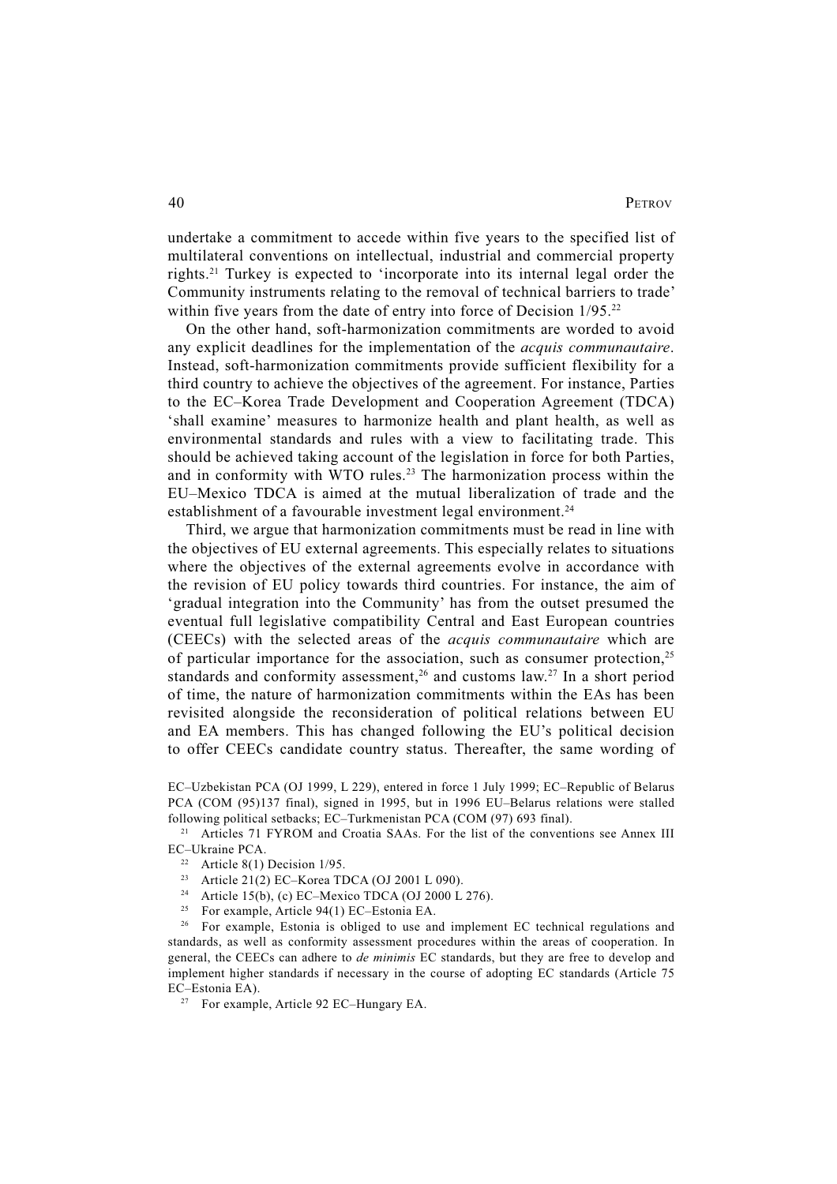undertake a commitment to accede within five years to the specified list of multilateral conventions on intellectual, industrial and commercial property rights.[21] Turkey is expected to 'incorporate into its internal legal order the Community instruments relating to the removal of technical barriers to trade' within five years from the date of entry into force of Decision 1/95.[22]

On the other hand, soft-harmonization commitments are worded to avoid any explicit deadlines for the implementation of the *acquis communautaire*. Instead, soft-harmonization commitments provide sufficient flexibility for a third country to achieve the objectives of the agreement. For instance, Parties to the EC–Korea Trade Development and Cooperation Agreement (TDCA) 'shall examine' measures to harmonize health and plant health, as well as environmental standards and rules with a view to facilitating trade. This should be achieved taking account of the legislation in force for both Parties, and in conformity with WTO rules.[23] The harmonization process within the EU–Mexico TDCA is aimed at the mutual liberalization of trade and the establishment of a favourable investment legal environment.[24]

Third, we argue that harmonization commitments must be read in line with the objectives of EU external agreements. This especially relates to situations where the objectives of the external agreements evolve in accordance with the revision of EU policy towards third countries. For instance, the aim of 'gradual integration into the Community' has from the outset presumed the eventual full legislative compatibility Central and East European countries (CEECs) with the selected areas of the *acquis communautaire* which are of particular importance for the association, such as consumer protection,[25] standards and conformity assessment,[26] and customs law.[27] In a short period of time, the nature of harmonization commitments within the EAs has been revisited alongside the reconsideration of political relations between EU and EA members. This has changed following the EU's political decision to offer CEECs candidate country status. Thereafter, the same wording of

---

EC–Uzbekistan PCA (OJ 1999, L 229), entered in force 1 July 1999; EC–Republic of Belarus PCA (COM (95)137 final), signed in 1995, but in 1996 EU–Belarus relations were stalled following political setbacks; EC–Turkmenistan PCA (COM (97) 693 final).

[21] Articles 71 FYROM and Croatia SAAs. For the list of the conventions see Annex III EC–Ukraine PCA.

[22] Article 8(1) Decision 1/95.

[23] Article 21(2) EC–Korea TDCA (OJ 2001 L 090).

[24] Article 15(b), (c) EC–Mexico TDCA (OJ 2000 L 276).

[25] For example, Article 94(1) EC–Estonia EA.

[26] For example, Estonia is obliged to use and implement EC technical regulations and standards, as well as conformity assessment procedures within the areas of cooperation. In general, the CEECs can adhere to *de minimis* EC standards, but they are free to develop and implement higher standards if necessary in the course of adopting EC standards (Article 75 EC–Estonia EA).

[27] For example, Article 92 EC–Hungary EA.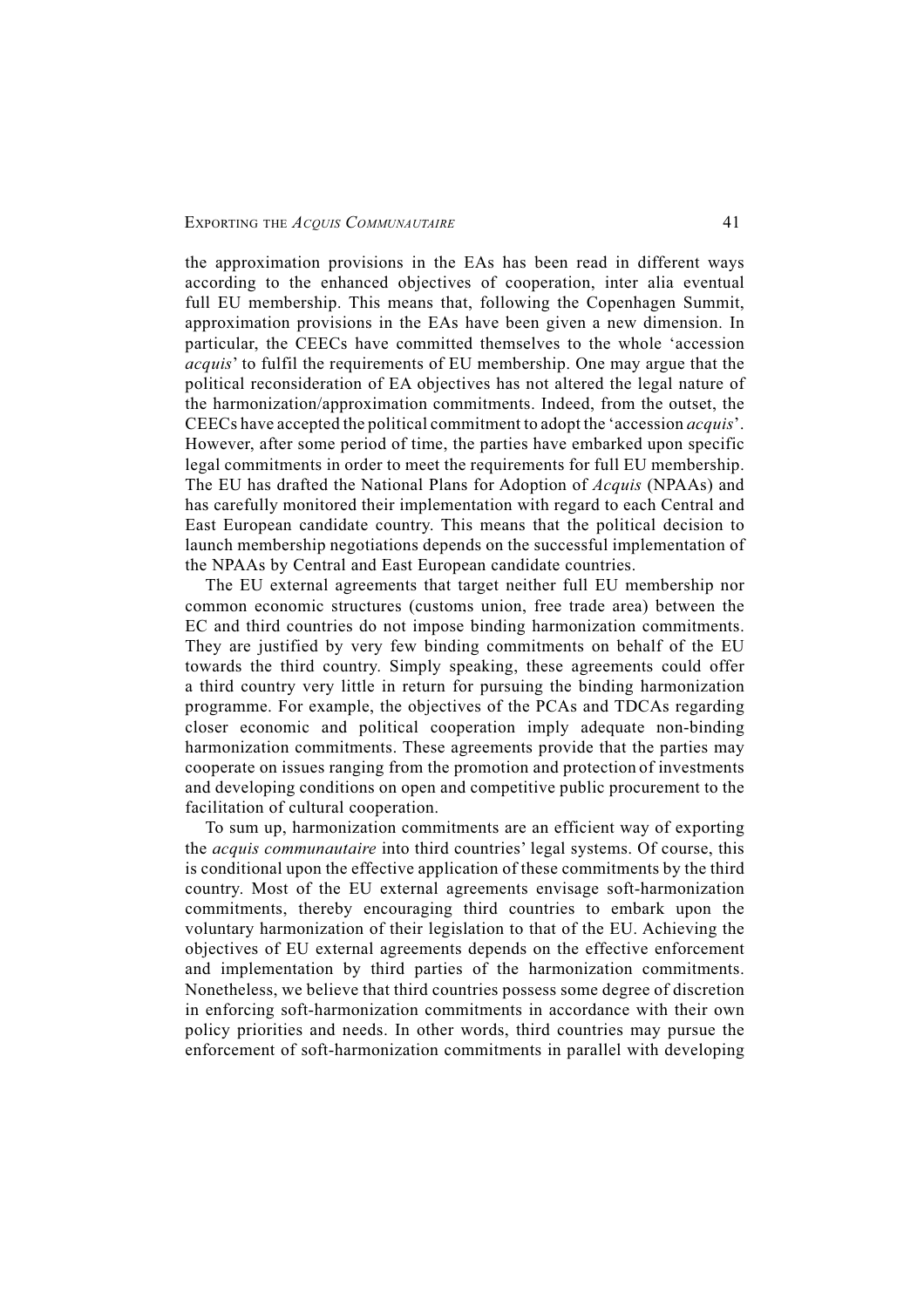the approximation provisions in the EAs has been read in different ways according to the enhanced objectives of cooperation, inter alia eventual full EU membership. This means that, following the Copenhagen Summit, approximation provisions in the EAs have been given a new dimension. In particular, the CEECs have committed themselves to the whole 'accession *acquis*' to fulfil the requirements of EU membership. One may argue that the political reconsideration of EA objectives has not altered the legal nature of the harmonization/approximation commitments. Indeed, from the outset, the CEECs have accepted the political commitment to adopt the 'accession *acquis*'. However, after some period of time, the parties have embarked upon specific legal commitments in order to meet the requirements for full EU membership. The EU has drafted the National Plans for Adoption of *Acquis* (NPAAs) and has carefully monitored their implementation with regard to each Central and East European candidate country. This means that the political decision to launch membership negotiations depends on the successful implementation of the NPAAs by Central and East European candidate countries.

The EU external agreements that target neither full EU membership nor common economic structures (customs union, free trade area) between the EC and third countries do not impose binding harmonization commitments. They are justified by very few binding commitments on behalf of the EU towards the third country. Simply speaking, these agreements could offer a third country very little in return for pursuing the binding harmonization programme. For example, the objectives of the PCAs and TDCAs regarding closer economic and political cooperation imply adequate non-binding harmonization commitments. These agreements provide that the parties may cooperate on issues ranging from the promotion and protection of investments and developing conditions on open and competitive public procurement to the facilitation of cultural cooperation.

To sum up, harmonization commitments are an efficient way of exporting the *acquis communautaire* into third countries' legal systems. Of course, this is conditional upon the effective application of these commitments by the third country. Most of the EU external agreements envisage soft-harmonization commitments, thereby encouraging third countries to embark upon the voluntary harmonization of their legislation to that of the EU. Achieving the objectives of EU external agreements depends on the effective enforcement and implementation by third parties of the harmonization commitments. Nonetheless, we believe that third countries possess some degree of discretion in enforcing soft-harmonization commitments in accordance with their own policy priorities and needs. In other words, third countries may pursue the enforcement of soft-harmonization commitments in parallel with developing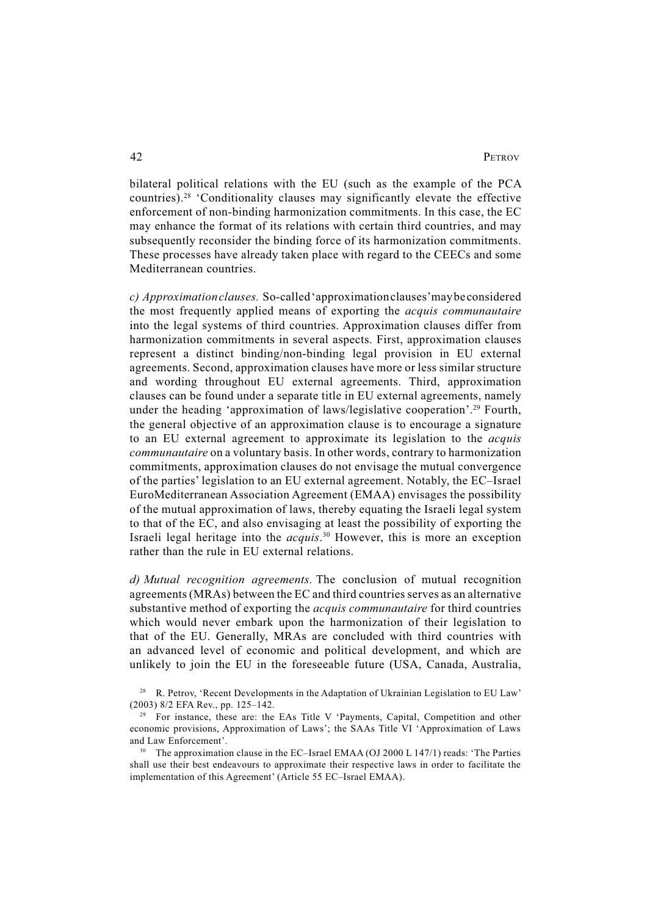bilateral political relations with the EU (such as the example of the PCA countries).[28] 'Conditionality clauses may significantly elevate the effective enforcement of non-binding harmonization commitments. In this case, the EC may enhance the format of its relations with certain third countries, and may subsequently reconsider the binding force of its harmonization commitments. These processes have already taken place with regard to the CEECs and some Mediterranean countries.

*c) Approximation clauses.* So-called 'approximation clauses' may be considered the most frequently applied means of exporting the *acquis communautaire* into the legal systems of third countries. Approximation clauses differ from harmonization commitments in several aspects. First, approximation clauses represent a distinct binding/non-binding legal provision in EU external agreements. Second, approximation clauses have more or less similar structure and wording throughout EU external agreements. Third, approximation clauses can be found under a separate title in EU external agreements, namely under the heading 'approximation of laws/legislative cooperation'.[29] Fourth, the general objective of an approximation clause is to encourage a signature to an EU external agreement to approximate its legislation to the *acquis communautaire* on a voluntary basis. In other words, contrary to harmonization commitments, approximation clauses do not envisage the mutual convergence of the parties' legislation to an EU external agreement. Notably, the EC–Israel EuroMediterranean Association Agreement (EMAA) envisages the possibility of the mutual approximation of laws, thereby equating the Israeli legal system to that of the EC, and also envisaging at least the possibility of exporting the Israeli legal heritage into the *acquis*.[30] However, this is more an exception rather than the rule in EU external relations.

*d) Mutual recognition agreements.* The conclusion of mutual recognition agreements (MRAs) between the EC and third countries serves as an alternative substantive method of exporting the *acquis communautaire* for third countries which would never embark upon the harmonization of their legislation to that of the EU. Generally, MRAs are concluded with third countries with an advanced level of economic and political development, and which are unlikely to join the EU in the foreseeable future (USA, Canada, Australia,

---

[28] R. Petrov, 'Recent Developments in the Adaptation of Ukrainian Legislation to EU Law' (2003) 8/2 EFA Rev., pp. 125–142.

[29] For instance, these are: the EAs Title V 'Payments, Capital, Competition and other economic provisions, Approximation of Laws'; the SAAs Title VI 'Approximation of Laws and Law Enforcement'.

[30] The approximation clause in the EC–Israel EMAA (OJ 2000 L 147/1) reads: 'The Parties shall use their best endeavours to approximate their respective laws in order to facilitate the implementation of this Agreement' (Article 55 EC–Israel EMAA).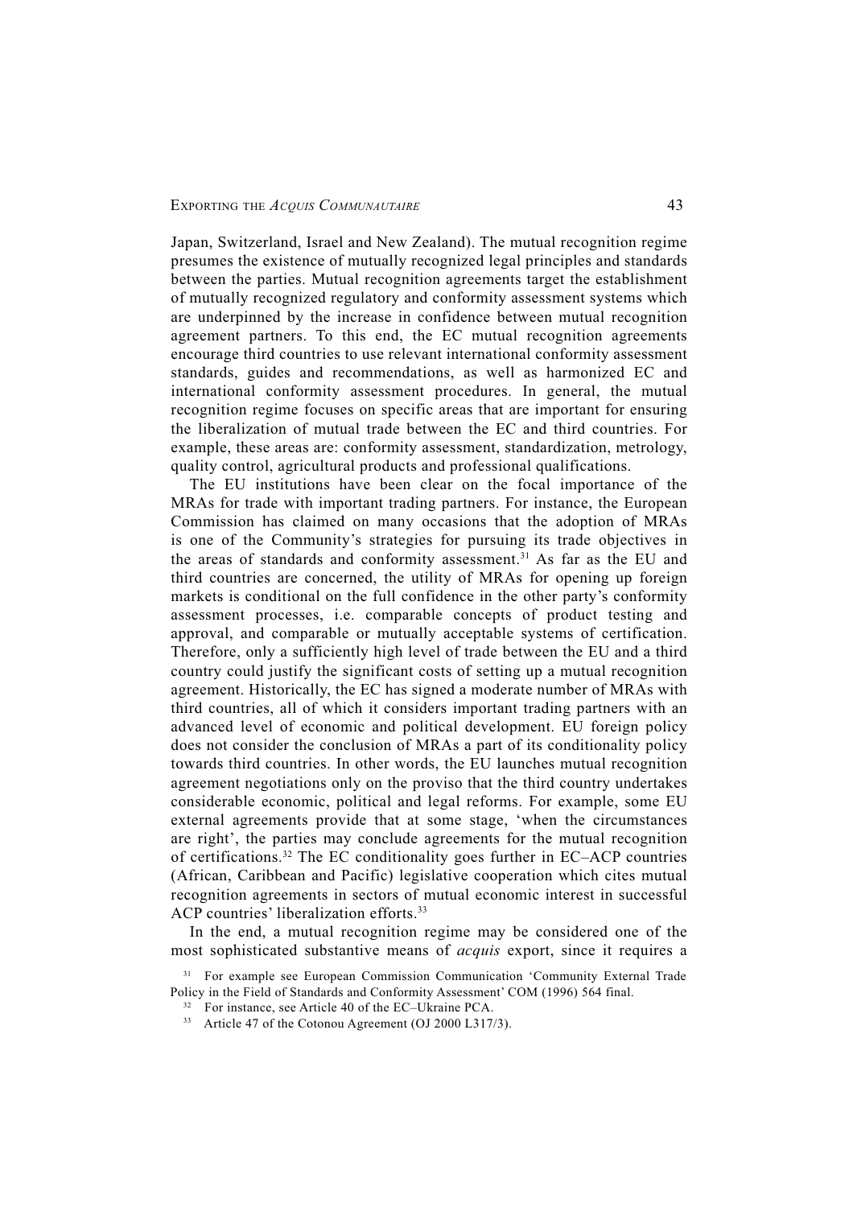Japan, Switzerland, Israel and New Zealand). The mutual recognition regime presumes the existence of mutually recognized legal principles and standards between the parties. Mutual recognition agreements target the establishment of mutually recognized regulatory and conformity assessment systems which are underpinned by the increase in confidence between mutual recognition agreement partners. To this end, the EC mutual recognition agreements encourage third countries to use relevant international conformity assessment standards, guides and recommendations, as well as harmonized EC and international conformity assessment procedures. In general, the mutual recognition regime focuses on specific areas that are important for ensuring the liberalization of mutual trade between the EC and third countries. For example, these areas are: conformity assessment, standardization, metrology, quality control, agricultural products and professional qualifications.

The EU institutions have been clear on the focal importance of the MRAs for trade with important trading partners. For instance, the European Commission has claimed on many occasions that the adoption of MRAs is one of the Community's strategies for pursuing its trade objectives in the areas of standards and conformity assessment.[31] As far as the EU and third countries are concerned, the utility of MRAs for opening up foreign markets is conditional on the full confidence in the other party's conformity assessment processes, i.e. comparable concepts of product testing and approval, and comparable or mutually acceptable systems of certification. Therefore, only a sufficiently high level of trade between the EU and a third country could justify the significant costs of setting up a mutual recognition agreement. Historically, the EC has signed a moderate number of MRAs with third countries, all of which it considers important trading partners with an advanced level of economic and political development. EU foreign policy does not consider the conclusion of MRAs a part of its conditionality policy towards third countries. In other words, the EU launches mutual recognition agreement negotiations only on the proviso that the third country undertakes considerable economic, political and legal reforms. For example, some EU external agreements provide that at some stage, 'when the circumstances are right', the parties may conclude agreements for the mutual recognition of certifications.[32] The EC conditionality goes further in EC–ACP countries (African, Caribbean and Pacific) legislative cooperation which cites mutual recognition agreements in sectors of mutual economic interest in successful ACP countries' liberalization efforts.[33]

In the end, a mutual recognition regime may be considered one of the most sophisticated substantive means of *acquis* export, since it requires a

[31] For example see European Commission Communication 'Community External Trade Policy in the Field of Standards and Conformity Assessment' COM (1996) 564 final.

[32] For instance, see Article 40 of the EC–Ukraine PCA.

[33] Article 47 of the Cotonou Agreement (OJ 2000 L317/3).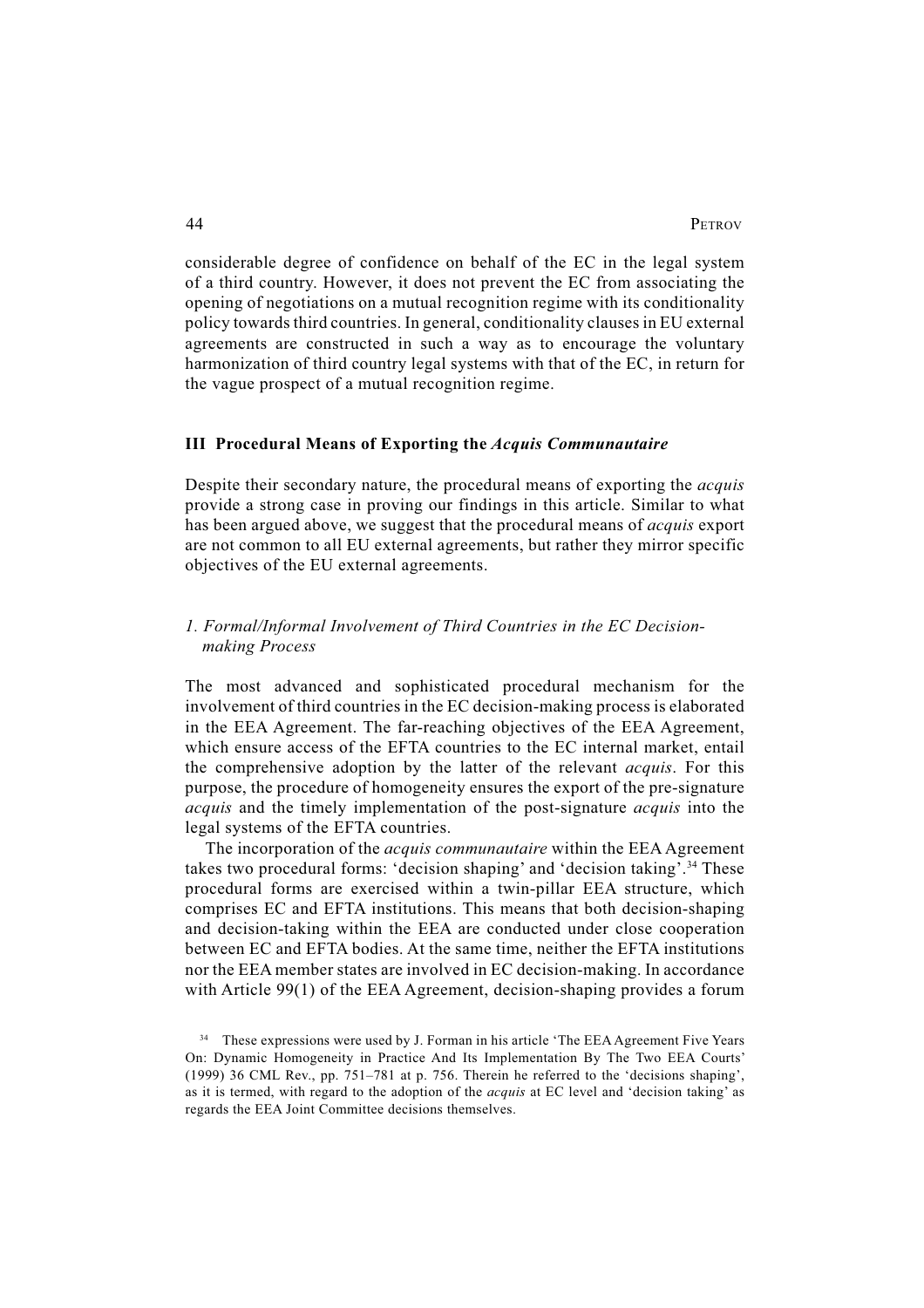considerable degree of confidence on behalf of the EC in the legal system of a third country. However, it does not prevent the EC from associating the opening of negotiations on a mutual recognition regime with its conditionality policy towards third countries. In general, conditionality clauses in EU external agreements are constructed in such a way as to encourage the voluntary harmonization of third country legal systems with that of the EC, in return for the vague prospect of a mutual recognition regime.

## III Procedural Means of Exporting the *Acquis Communautaire*

Despite their secondary nature, the procedural means of exporting the *acquis* provide a strong case in proving our findings in this article. Similar to what has been argued above, we suggest that the procedural means of *acquis* export are not common to all EU external agreements, but rather they mirror specific objectives of the EU external agreements.

### *1. Formal/Informal Involvement of Third Countries in the EC Decision-making Process*

The most advanced and sophisticated procedural mechanism for the involvement of third countries in the EC decision-making process is elaborated in the EEA Agreement. The far-reaching objectives of the EEA Agreement, which ensure access of the EFTA countries to the EC internal market, entail the comprehensive adoption by the latter of the relevant *acquis*. For this purpose, the procedure of homogeneity ensures the export of the pre-signature *acquis* and the timely implementation of the post-signature *acquis* into the legal systems of the EFTA countries.

The incorporation of the *acquis communautaire* within the EEA Agreement takes two procedural forms: 'decision shaping' and 'decision taking'.[34] These procedural forms are exercised within a twin-pillar EEA structure, which comprises EC and EFTA institutions. This means that both decision-shaping and decision-taking within the EEA are conducted under close cooperation between EC and EFTA bodies. At the same time, neither the EFTA institutions nor the EEA member states are involved in EC decision-making. In accordance with Article 99(1) of the EEA Agreement, decision-shaping provides a forum

[34] These expressions were used by J. Forman in his article 'The EEA Agreement Five Years On: Dynamic Homogeneity in Practice And Its Implementation By The Two EEA Courts' (1999) 36 CML Rev., pp. 751–781 at p. 756. Therein he referred to the 'decisions shaping', as it is termed, with regard to the adoption of the *acquis* at EC level and 'decision taking' as regards the EEA Joint Committee decisions themselves.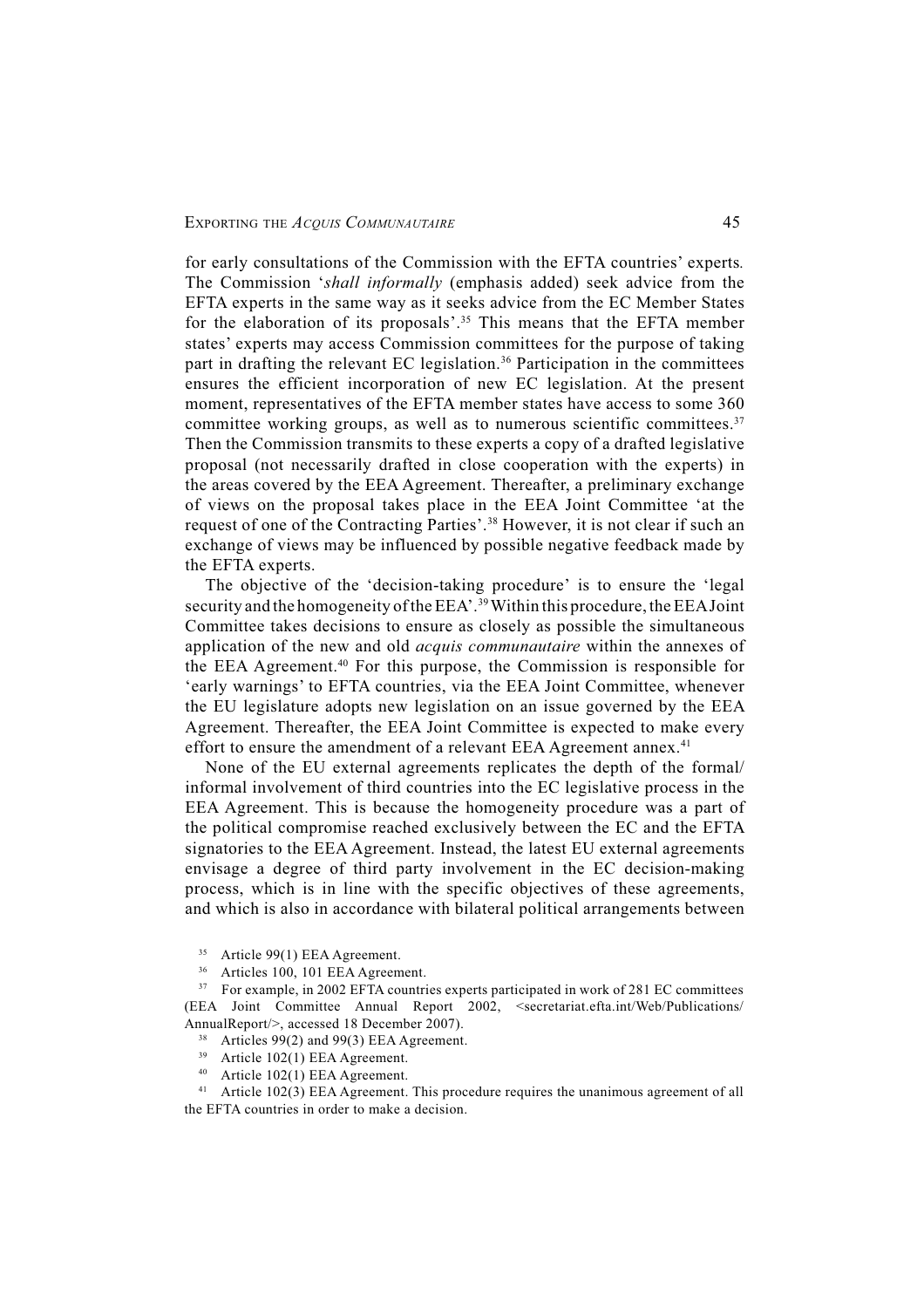for early consultations of the Commission with the EFTA countries' experts. The Commission '*shall informally* (emphasis added) seek advice from the EFTA experts in the same way as it seeks advice from the EC Member States for the elaboration of its proposals'.[35] This means that the EFTA member states' experts may access Commission committees for the purpose of taking part in drafting the relevant EC legislation.[36] Participation in the committees ensures the efficient incorporation of new EC legislation. At the present moment, representatives of the EFTA member states have access to some 360 committee working groups, as well as to numerous scientific committees.[37] Then the Commission transmits to these experts a copy of a drafted legislative proposal (not necessarily drafted in close cooperation with the experts) in the areas covered by the EEA Agreement. Thereafter, a preliminary exchange of views on the proposal takes place in the EEA Joint Committee 'at the request of one of the Contracting Parties'.[38] However, it is not clear if such an exchange of views may be influenced by possible negative feedback made by the EFTA experts.

The objective of the 'decision-taking procedure' is to ensure the 'legal security and the homogeneity of the EEA'.[39] Within this procedure, the EEA Joint Committee takes decisions to ensure as closely as possible the simultaneous application of the new and old *acquis communautaire* within the annexes of the EEA Agreement.[40] For this purpose, the Commission is responsible for 'early warnings' to EFTA countries, via the EEA Joint Committee, whenever the EU legislature adopts new legislation on an issue governed by the EEA Agreement. Thereafter, the EEA Joint Committee is expected to make every effort to ensure the amendment of a relevant EEA Agreement annex.[41]

None of the EU external agreements replicates the depth of the formal/informal involvement of third countries into the EC legislative process in the EEA Agreement. This is because the homogeneity procedure was a part of the political compromise reached exclusively between the EC and the EFTA signatories to the EEA Agreement. Instead, the latest EU external agreements envisage a degree of third party involvement in the EC decision-making process, which is in line with the specific objectives of these agreements, and which is also in accordance with bilateral political arrangements between

[35] Article 99(1) EEA Agreement.

[36] Articles 100, 101 EEA Agreement.

[37] For example, in 2002 EFTA countries experts participated in work of 281 EC committees (EEA Joint Committee Annual Report 2002, <secretariat.efta.int/Web/Publications/AnnualReport/>, accessed 18 December 2007).

[38] Articles 99(2) and 99(3) EEA Agreement.

[39] Article 102(1) EEA Agreement.

[40] Article 102(1) EEA Agreement.

[41] Article 102(3) EEA Agreement. This procedure requires the unanimous agreement of all the EFTA countries in order to make a decision.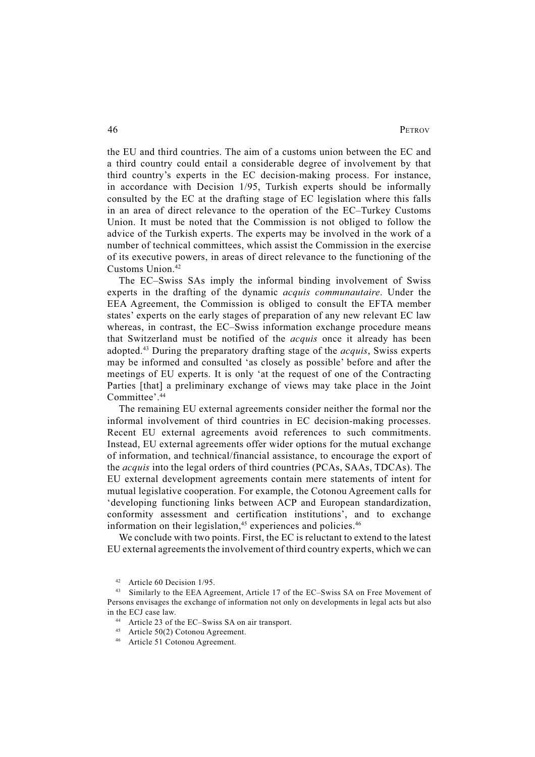the EU and third countries. The aim of a customs union between the EC and a third country could entail a considerable degree of involvement by that third country's experts in the EC decision-making process. For instance, in accordance with Decision 1/95, Turkish experts should be informally consulted by the EC at the drafting stage of EC legislation where this falls in an area of direct relevance to the operation of the EC–Turkey Customs Union. It must be noted that the Commission is not obliged to follow the advice of the Turkish experts. The experts may be involved in the work of a number of technical committees, which assist the Commission in the exercise of its executive powers, in areas of direct relevance to the functioning of the Customs Union.[42]

The EC–Swiss SAs imply the informal binding involvement of Swiss experts in the drafting of the dynamic *acquis communautaire*. Under the EEA Agreement, the Commission is obliged to consult the EFTA member states' experts on the early stages of preparation of any new relevant EC law whereas, in contrast, the EC–Swiss information exchange procedure means that Switzerland must be notified of the *acquis* once it already has been adopted.[43] During the preparatory drafting stage of the *acquis*, Swiss experts may be informed and consulted 'as closely as possible' before and after the meetings of EU experts. It is only 'at the request of one of the Contracting Parties [that] a preliminary exchange of views may take place in the Joint Committee'.[44]

The remaining EU external agreements consider neither the formal nor the informal involvement of third countries in EC decision-making processes. Recent EU external agreements avoid references to such commitments. Instead, EU external agreements offer wider options for the mutual exchange of information, and technical/financial assistance, to encourage the export of the *acquis* into the legal orders of third countries (PCAs, SAAs, TDCAs). The EU external development agreements contain mere statements of intent for mutual legislative cooperation. For example, the Cotonou Agreement calls for 'developing functioning links between ACP and European standardization, conformity assessment and certification institutions', and to exchange information on their legislation,[45] experiences and policies.[46]

We conclude with two points. First, the EC is reluctant to extend to the latest EU external agreements the involvement of third country experts, which we can

---

[42] Article 60 Decision 1/95.

[43] Similarly to the EEA Agreement, Article 17 of the EC–Swiss SA on Free Movement of Persons envisages the exchange of information not only on developments in legal acts but also in the ECJ case law.

[44] Article 23 of the EC–Swiss SA on air transport.

[45] Article 50(2) Cotonou Agreement.

[46] Article 51 Cotonou Agreement.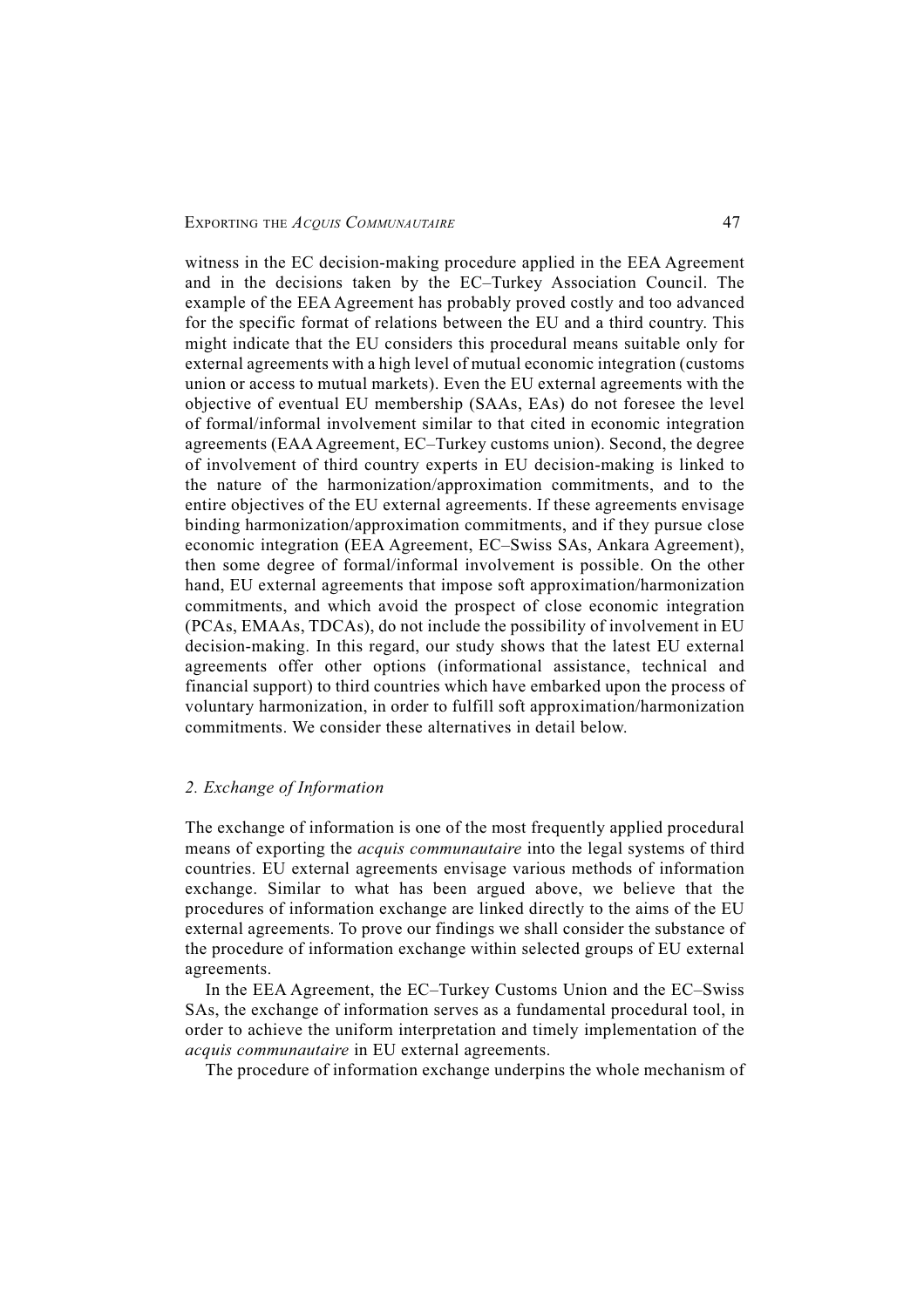witness in the EC decision-making procedure applied in the EEA Agreement and in the decisions taken by the EC–Turkey Association Council. The example of the EEA Agreement has probably proved costly and too advanced for the specific format of relations between the EU and a third country. This might indicate that the EU considers this procedural means suitable only for external agreements with a high level of mutual economic integration (customs union or access to mutual markets). Even the EU external agreements with the objective of eventual EU membership (SAAs, EAs) do not foresee the level of formal/informal involvement similar to that cited in economic integration agreements (EAA Agreement, EC–Turkey customs union). Second, the degree of involvement of third country experts in EU decision-making is linked to the nature of the harmonization/approximation commitments, and to the entire objectives of the EU external agreements. If these agreements envisage binding harmonization/approximation commitments, and if they pursue close economic integration (EEA Agreement, EC–Swiss SAs, Ankara Agreement), then some degree of formal/informal involvement is possible. On the other hand, EU external agreements that impose soft approximation/harmonization commitments, and which avoid the prospect of close economic integration (PCAs, EMAAs, TDCAs), do not include the possibility of involvement in EU decision-making. In this regard, our study shows that the latest EU external agreements offer other options (informational assistance, technical and financial support) to third countries which have embarked upon the process of voluntary harmonization, in order to fulfill soft approximation/harmonization commitments. We consider these alternatives in detail below.

## *2. Exchange of Information*

The exchange of information is one of the most frequently applied procedural means of exporting the *acquis communautaire* into the legal systems of third countries. EU external agreements envisage various methods of information exchange. Similar to what has been argued above, we believe that the procedures of information exchange are linked directly to the aims of the EU external agreements. To prove our findings we shall consider the substance of the procedure of information exchange within selected groups of EU external agreements.

In the EEA Agreement, the EC–Turkey Customs Union and the EC–Swiss SAs, the exchange of information serves as a fundamental procedural tool, in order to achieve the uniform interpretation and timely implementation of the *acquis communautaire* in EU external agreements.

The procedure of information exchange underpins the whole mechanism of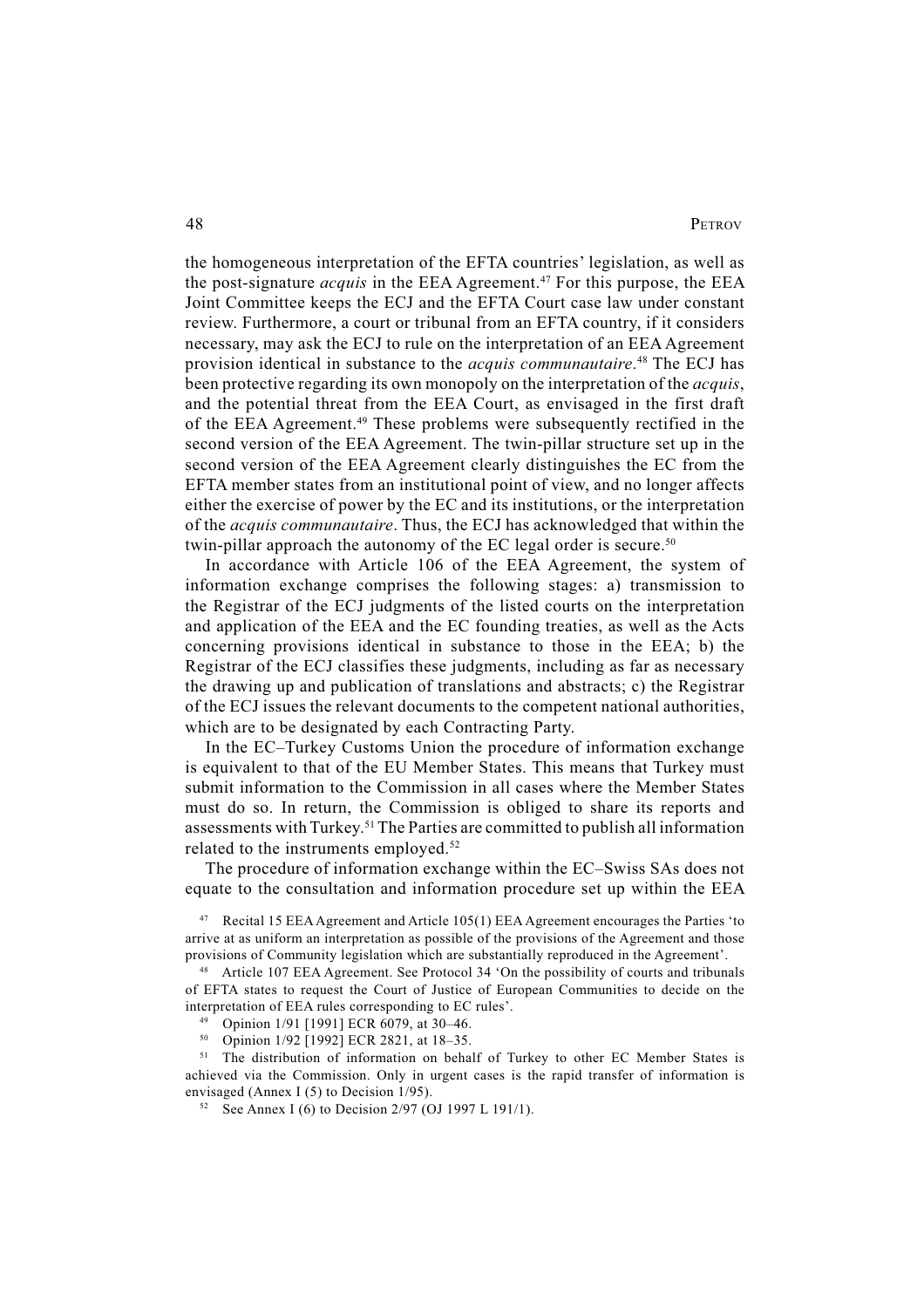the homogeneous interpretation of the EFTA countries' legislation, as well as the post-signature *acquis* in the EEA Agreement.[47] For this purpose, the EEA Joint Committee keeps the ECJ and the EFTA Court case law under constant review. Furthermore, a court or tribunal from an EFTA country, if it considers necessary, may ask the ECJ to rule on the interpretation of an EEA Agreement provision identical in substance to the *acquis communautaire*.[48] The ECJ has been protective regarding its own monopoly on the interpretation of the *acquis*, and the potential threat from the EEA Court, as envisaged in the first draft of the EEA Agreement.[49] These problems were subsequently rectified in the second version of the EEA Agreement. The twin-pillar structure set up in the second version of the EEA Agreement clearly distinguishes the EC from the EFTA member states from an institutional point of view, and no longer affects either the exercise of power by the EC and its institutions, or the interpretation of the *acquis communautaire*. Thus, the ECJ has acknowledged that within the twin-pillar approach the autonomy of the EC legal order is secure.[50]

In accordance with Article 106 of the EEA Agreement, the system of information exchange comprises the following stages: a) transmission to the Registrar of the ECJ judgments of the listed courts on the interpretation and application of the EEA and the EC founding treaties, as well as the Acts concerning provisions identical in substance to those in the EEA; b) the Registrar of the ECJ classifies these judgments, including as far as necessary the drawing up and publication of translations and abstracts; c) the Registrar of the ECJ issues the relevant documents to the competent national authorities, which are to be designated by each Contracting Party.

In the EC–Turkey Customs Union the procedure of information exchange is equivalent to that of the EU Member States. This means that Turkey must submit information to the Commission in all cases where the Member States must do so. In return, the Commission is obliged to share its reports and assessments with Turkey.[51] The Parties are committed to publish all information related to the instruments employed.[52]

The procedure of information exchange within the EC–Swiss SAs does not equate to the consultation and information procedure set up within the EEA

[47] Recital 15 EEA Agreement and Article 105(1) EEA Agreement encourages the Parties 'to arrive at as uniform an interpretation as possible of the provisions of the Agreement and those provisions of Community legislation which are substantially reproduced in the Agreement'.

[48] Article 107 EEA Agreement. See Protocol 34 'On the possibility of courts and tribunals of EFTA states to request the Court of Justice of European Communities to decide on the interpretation of EEA rules corresponding to EC rules'.

[49] Opinion 1/91 [1991] ECR 6079, at 30–46.

[50] Opinion 1/92 [1992] ECR 2821, at 18–35.

[51] The distribution of information on behalf of Turkey to other EC Member States is achieved via the Commission. Only in urgent cases is the rapid transfer of information is envisaged (Annex I (5) to Decision 1/95).

[52] See Annex I (6) to Decision 2/97 (OJ 1997 L 191/1).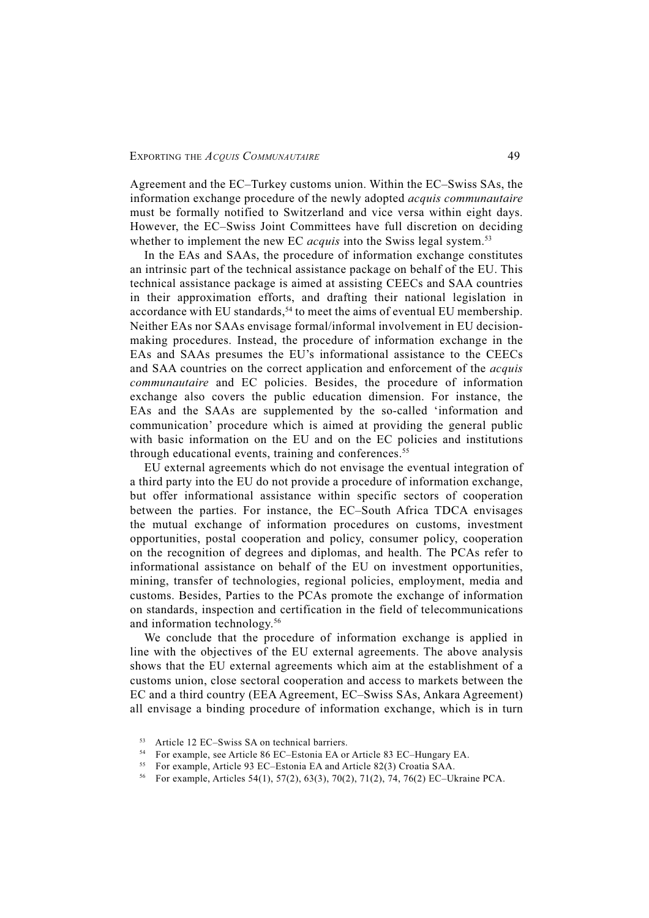Agreement and the EC–Turkey customs union. Within the EC–Swiss SAs, the information exchange procedure of the newly adopted *acquis communautaire* must be formally notified to Switzerland and vice versa within eight days. However, the EC–Swiss Joint Committees have full discretion on deciding whether to implement the new EC *acquis* into the Swiss legal system.[53]

In the EAs and SAAs, the procedure of information exchange constitutes an intrinsic part of the technical assistance package on behalf of the EU. This technical assistance package is aimed at assisting CEECs and SAA countries in their approximation efforts, and drafting their national legislation in accordance with EU standards,[54] to meet the aims of eventual EU membership. Neither EAs nor SAAs envisage formal/informal involvement in EU decision-making procedures. Instead, the procedure of information exchange in the EAs and SAAs presumes the EU's informational assistance to the CEECs and SAA countries on the correct application and enforcement of the *acquis communautaire* and EC policies. Besides, the procedure of information exchange also covers the public education dimension. For instance, the EAs and the SAAs are supplemented by the so-called 'information and communication' procedure which is aimed at providing the general public with basic information on the EU and on the EC policies and institutions through educational events, training and conferences.[55]

EU external agreements which do not envisage the eventual integration of a third party into the EU do not provide a procedure of information exchange, but offer informational assistance within specific sectors of cooperation between the parties. For instance, the EC–South Africa TDCA envisages the mutual exchange of information procedures on customs, investment opportunities, postal cooperation and policy, consumer policy, cooperation on the recognition of degrees and diplomas, and health. The PCAs refer to informational assistance on behalf of the EU on investment opportunities, mining, transfer of technologies, regional policies, employment, media and customs. Besides, Parties to the PCAs promote the exchange of information on standards, inspection and certification in the field of telecommunications and information technology.[56]

We conclude that the procedure of information exchange is applied in line with the objectives of the EU external agreements. The above analysis shows that the EU external agreements which aim at the establishment of a customs union, close sectoral cooperation and access to markets between the EC and a third country (EEA Agreement, EC–Swiss SAs, Ankara Agreement) all envisage a binding procedure of information exchange, which is in turn

[53] Article 12 EC–Swiss SA on technical barriers.

[54] For example, see Article 86 EC–Estonia EA or Article 83 EC–Hungary EA.

[55] For example, Article 93 EC–Estonia EA and Article 82(3) Croatia SAA.

[56] For example, Articles 54(1), 57(2), 63(3), 70(2), 71(2), 74, 76(2) EC–Ukraine PCA.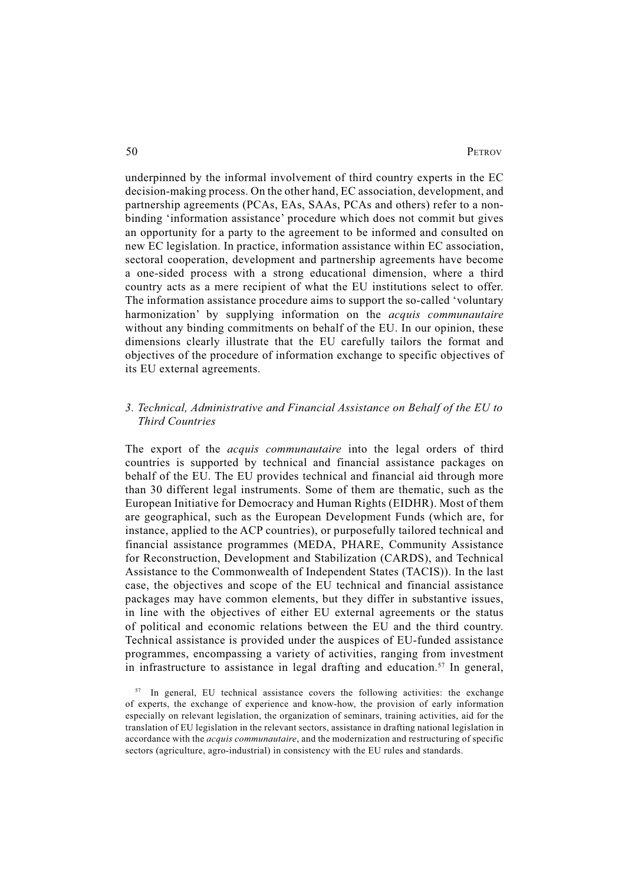underpinned by the informal involvement of third country experts in the EC decision-making process. On the other hand, EC association, development, and partnership agreements (PCAs, EAs, SAAs, PCAs and others) refer to a non-binding 'information assistance' procedure which does not commit but gives an opportunity for a party to the agreement to be informed and consulted on new EC legislation. In practice, information assistance within EC association, sectoral cooperation, development and partnership agreements have become a one-sided process with a strong educational dimension, where a third country acts as a mere recipient of what the EU institutions select to offer. The information assistance procedure aims to support the so-called 'voluntary harmonization' by supplying information on the *acquis communautaire* without any binding commitments on behalf of the EU. In our opinion, these dimensions clearly illustrate that the EU carefully tailors the format and objectives of the procedure of information exchange to specific objectives of its EU external agreements.

### *3. Technical, Administrative and Financial Assistance on Behalf of the EU to Third Countries*

The export of the *acquis communautaire* into the legal orders of third countries is supported by technical and financial assistance packages on behalf of the EU. The EU provides technical and financial aid through more than 30 different legal instruments. Some of them are thematic, such as the European Initiative for Democracy and Human Rights (EIDHR). Most of them are geographical, such as the European Development Funds (which are, for instance, applied to the ACP countries), or purposefully tailored technical and financial assistance programmes (MEDA, PHARE, Community Assistance for Reconstruction, Development and Stabilization (CARDS), and Technical Assistance to the Commonwealth of Independent States (TACIS)). In the last case, the objectives and scope of the EU technical and financial assistance packages may have common elements, but they differ in substantive issues, in line with the objectives of either EU external agreements or the status of political and economic relations between the EU and the third country. Technical assistance is provided under the auspices of EU-funded assistance programmes, encompassing a variety of activities, ranging from investment in infrastructure to assistance in legal drafting and education.[57] In general,

[57] In general, EU technical assistance covers the following activities: the exchange of experts, the exchange of experience and know-how, the provision of early information especially on relevant legislation, the organization of seminars, training activities, aid for the translation of EU legislation in the relevant sectors, assistance in drafting national legislation in accordance with the *acquis communautaire*, and the modernization and restructuring of specific sectors (agriculture, agro-industrial) in consistency with the EU rules and standards.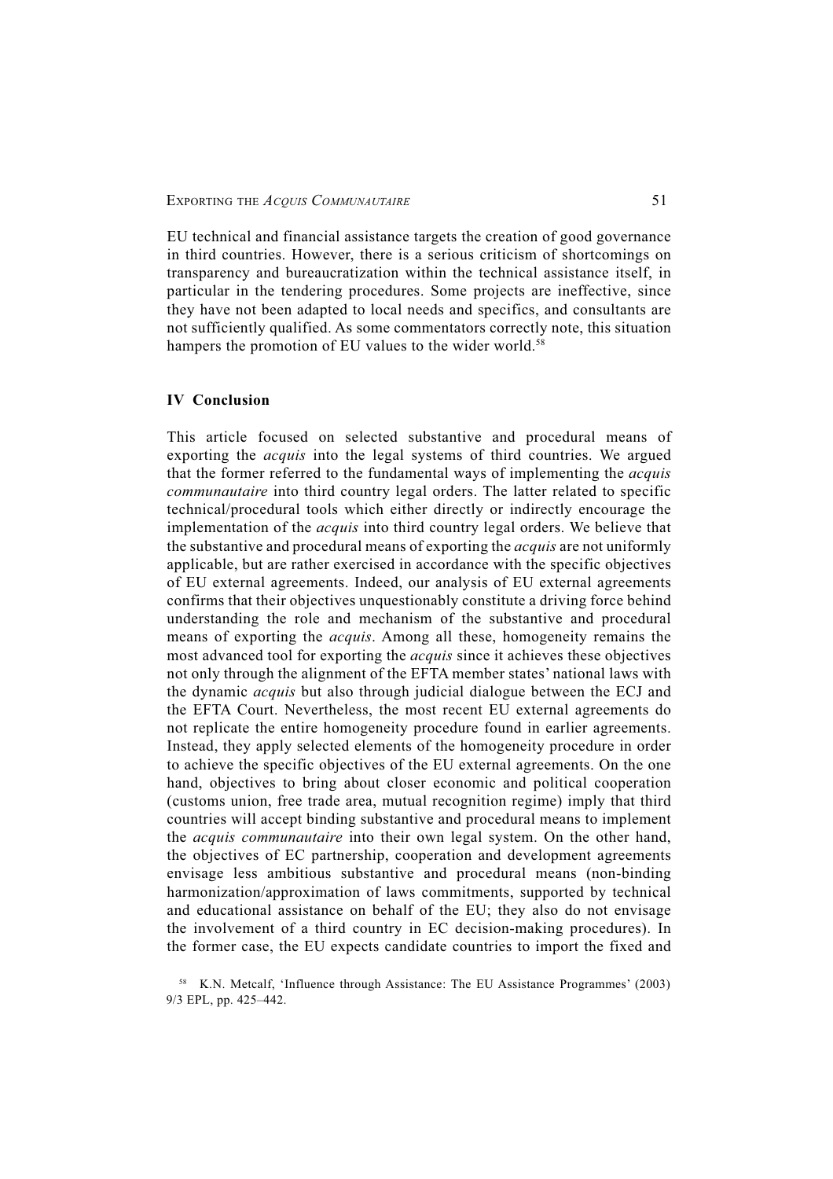EU technical and financial assistance targets the creation of good governance in third countries. However, there is a serious criticism of shortcomings on transparency and bureaucratization within the technical assistance itself, in particular in the tendering procedures. Some projects are ineffective, since they have not been adapted to local needs and specifics, and consultants are not sufficiently qualified. As some commentators correctly note, this situation hampers the promotion of EU values to the wider world.[58]

## IV Conclusion

This article focused on selected substantive and procedural means of exporting the *acquis* into the legal systems of third countries. We argued that the former referred to the fundamental ways of implementing the *acquis communautaire* into third country legal orders. The latter related to specific technical/procedural tools which either directly or indirectly encourage the implementation of the *acquis* into third country legal orders. We believe that the substantive and procedural means of exporting the *acquis* are not uniformly applicable, but are rather exercised in accordance with the specific objectives of EU external agreements. Indeed, our analysis of EU external agreements confirms that their objectives unquestionably constitute a driving force behind understanding the role and mechanism of the substantive and procedural means of exporting the *acquis*. Among all these, homogeneity remains the most advanced tool for exporting the *acquis* since it achieves these objectives not only through the alignment of the EFTA member states' national laws with the dynamic *acquis* but also through judicial dialogue between the ECJ and the EFTA Court. Nevertheless, the most recent EU external agreements do not replicate the entire homogeneity procedure found in earlier agreements. Instead, they apply selected elements of the homogeneity procedure in order to achieve the specific objectives of the EU external agreements. On the one hand, objectives to bring about closer economic and political cooperation (customs union, free trade area, mutual recognition regime) imply that third countries will accept binding substantive and procedural means to implement the *acquis communautaire* into their own legal system. On the other hand, the objectives of EC partnership, cooperation and development agreements envisage less ambitious substantive and procedural means (non-binding harmonization/approximation of laws commitments, supported by technical and educational assistance on behalf of the EU; they also do not envisage the involvement of a third country in EC decision-making procedures). In the former case, the EU expects candidate countries to import the fixed and

[58] K.N. Metcalf, 'Influence through Assistance: The EU Assistance Programmes' (2003) 9/3 EPL, pp. 425–442.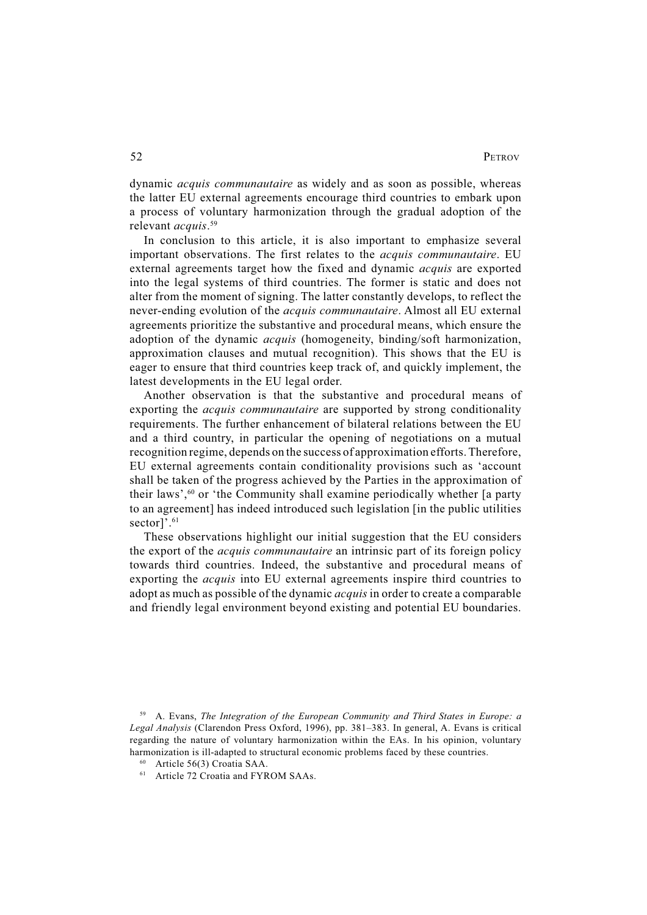dynamic *acquis communautaire* as widely and as soon as possible, whereas the latter EU external agreements encourage third countries to embark upon a process of voluntary harmonization through the gradual adoption of the relevant *acquis*.[59]

In conclusion to this article, it is also important to emphasize several important observations. The first relates to the *acquis communautaire*. EU external agreements target how the fixed and dynamic *acquis* are exported into the legal systems of third countries. The former is static and does not alter from the moment of signing. The latter constantly develops, to reflect the never-ending evolution of the *acquis communautaire*. Almost all EU external agreements prioritize the substantive and procedural means, which ensure the adoption of the dynamic *acquis* (homogeneity, binding/soft harmonization, approximation clauses and mutual recognition). This shows that the EU is eager to ensure that third countries keep track of, and quickly implement, the latest developments in the EU legal order.

Another observation is that the substantive and procedural means of exporting the *acquis communautaire* are supported by strong conditionality requirements. The further enhancement of bilateral relations between the EU and a third country, in particular the opening of negotiations on a mutual recognition regime, depends on the success of approximation efforts. Therefore, EU external agreements contain conditionality provisions such as 'account shall be taken of the progress achieved by the Parties in the approximation of their laws',[60] or 'the Community shall examine periodically whether [a party to an agreement] has indeed introduced such legislation [in the public utilities sector]'.[61]

These observations highlight our initial suggestion that the EU considers the export of the *acquis communautaire* an intrinsic part of its foreign policy towards third countries. Indeed, the substantive and procedural means of exporting the *acquis* into EU external agreements inspire third countries to adopt as much as possible of the dynamic *acquis* in order to create a comparable and friendly legal environment beyond existing and potential EU boundaries.

---

[59] A. Evans, *The Integration of the European Community and Third States in Europe: a Legal Analysis* (Clarendon Press Oxford, 1996), pp. 381–383. In general, A. Evans is critical regarding the nature of voluntary harmonization within the EAs. In his opinion, voluntary harmonization is ill-adapted to structural economic problems faced by these countries.

[60] Article 56(3) Croatia SAA.

[61] Article 72 Croatia and FYROM SAAs.